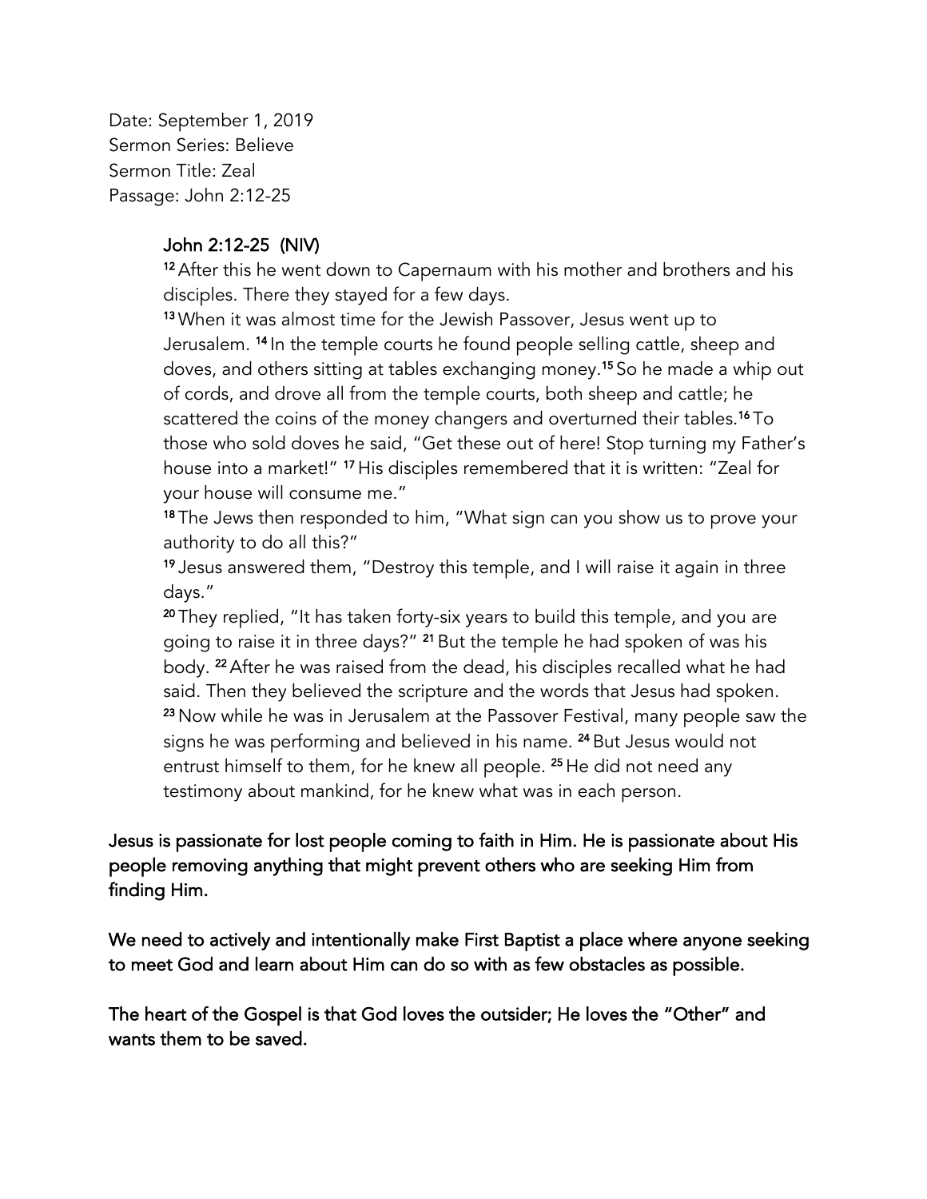Date: September 1, 2019
Sermon Series: Believe
Sermon Title: Zeal
Passage: John 2:12-25

> **John 2:12-25 (NIV)**
>
> [12] After this he went down to Capernaum with his mother and brothers and his disciples. There they stayed for a few days.
>
> [13] When it was almost time for the Jewish Passover, Jesus went up to Jerusalem. [14] In the temple courts he found people selling cattle, sheep and doves, and others sitting at tables exchanging money.[15] So he made a whip out of cords, and drove all from the temple courts, both sheep and cattle; he scattered the coins of the money changers and overturned their tables.[16] To those who sold doves he said, "Get these out of here! Stop turning my Father's house into a market!" [17] His disciples remembered that it is written: "Zeal for your house will consume me."
>
> [18] The Jews then responded to him, "What sign can you show us to prove your authority to do all this?"
>
> [19] Jesus answered them, "Destroy this temple, and I will raise it again in three days."
>
> [20] They replied, "It has taken forty-six years to build this temple, and you are going to raise it in three days?" [21] But the temple he had spoken of was his body. [22] After he was raised from the dead, his disciples recalled what he had said. Then they believed the scripture and the words that Jesus had spoken.
>
> [23] Now while he was in Jerusalem at the Passover Festival, many people saw the signs he was performing and believed in his name. [24] But Jesus would not entrust himself to them, for he knew all people. [25] He did not need any testimony about mankind, for he knew what was in each person.

Jesus is passionate for lost people coming to faith in Him. He is passionate about His people removing anything that might prevent others who are seeking Him from finding Him.

We need to actively and intentionally make First Baptist a place where anyone seeking to meet God and learn about Him can do so with as few obstacles as possible.

The heart of the Gospel is that God loves the outsider; He loves the "Other" and wants them to be saved.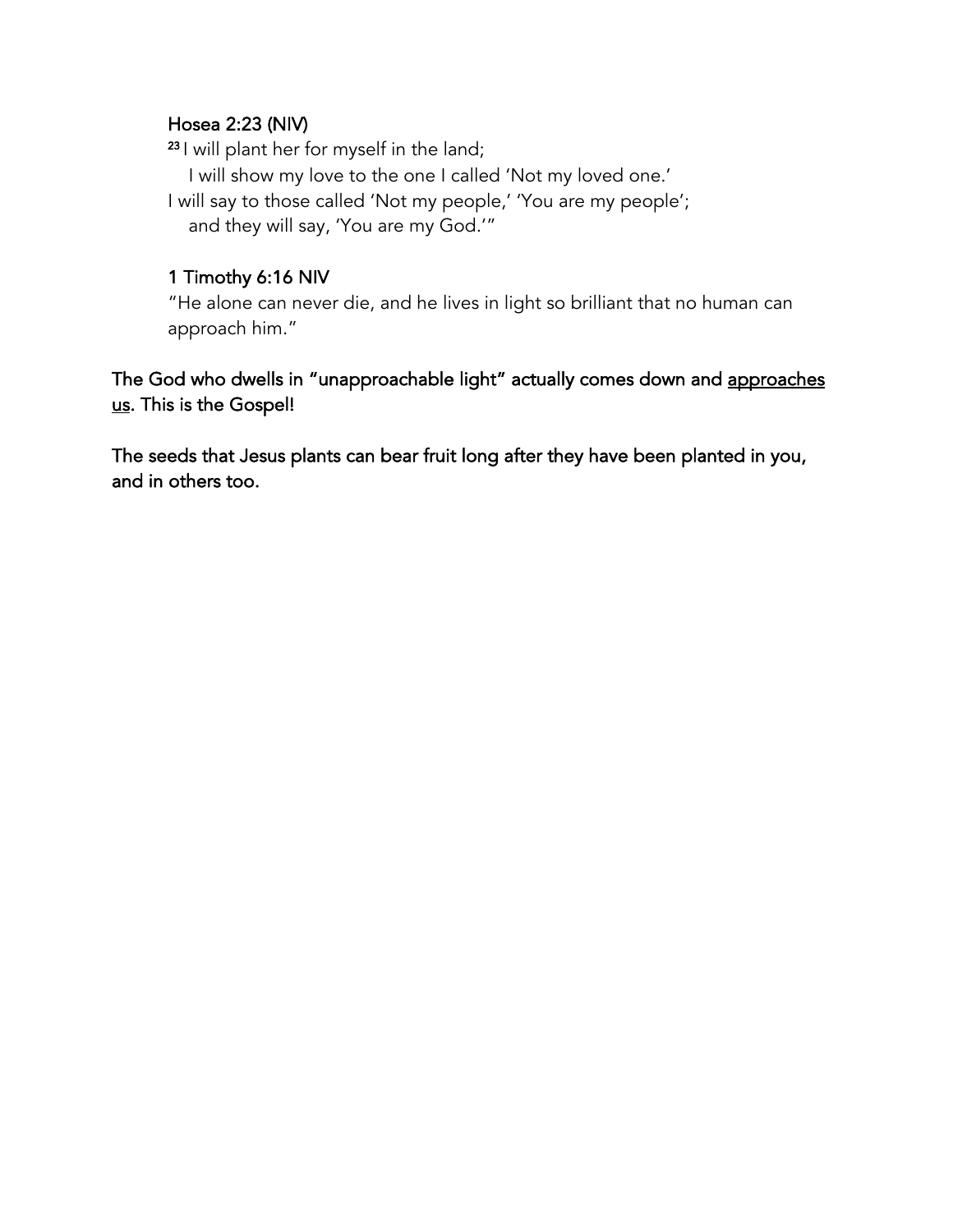### Hosea 2:23 (NIV)

[23] I will plant her for myself in the land;
   I will show my love to the one I called 'Not my loved one.'
I will say to those called 'Not my people,' 'You are my people';
   and they will say, 'You are my God.'"

### 1 Timothy 6:16 NIV

"He alone can never die, and he lives in light so brilliant that no human can approach him."

**The God who dwells in "unapproachable light" actually comes down and <u>approaches us</u>. This is the Gospel!**

**The seeds that Jesus plants can bear fruit long after they have been planted in you, and in others too.**